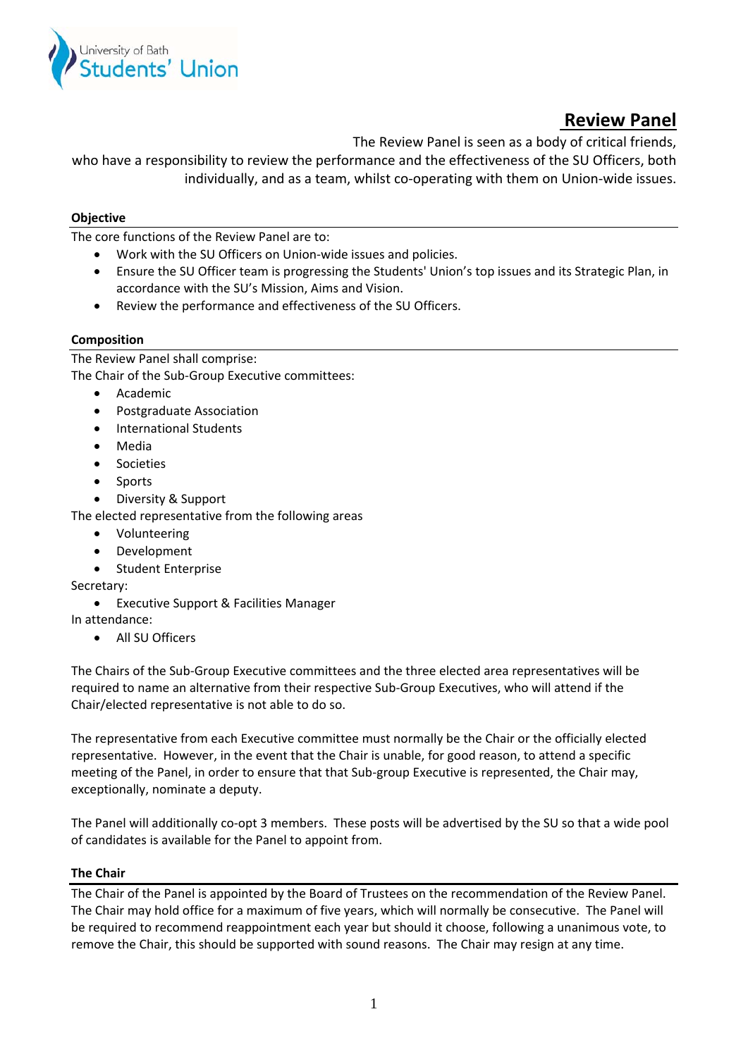University of Bath Students' Union

# Review Panel

The Review Panel is seen as a body of critical friends, who have a responsibility to review the performance and the effectiveness of the SU Officers, both individually, and as a team, whilst co-operating with them on Union-wide issues.

## Objective

The core functions of the Review Panel are to:

- Work with the SU Officers on Union-wide issues and policies.
- Ensure the SU Officer team is progressing the Students' Union's top issues and its Strategic Plan, in accordance with the SU's Mission, Aims and Vision.
- Review the performance and effectiveness of the SU Officers.

## Composition

The Review Panel shall comprise:

The Chair of the Sub-Group Executive committees:

- Academic
- Postgraduate Association
- International Students
- Media
- Societies
- Sports
- Diversity & Support

The elected representative from the following areas

- Volunteering
- Development
- Student Enterprise

Secretary:

- Executive Support & Facilities Manager

In attendance:

- All SU Officers

The Chairs of the Sub-Group Executive committees and the three elected area representatives will be required to name an alternative from their respective Sub-Group Executives, who will attend if the Chair/elected representative is not able to do so.

The representative from each Executive committee must normally be the Chair or the officially elected representative. However, in the event that the Chair is unable, for good reason, to attend a specific meeting of the Panel, in order to ensure that that Sub-group Executive is represented, the Chair may, exceptionally, nominate a deputy.

The Panel will additionally co-opt 3 members. These posts will be advertised by the SU so that a wide pool of candidates is available for the Panel to appoint from.

## The Chair

The Chair of the Panel is appointed by the Board of Trustees on the recommendation of the Review Panel. The Chair may hold office for a maximum of five years, which will normally be consecutive. The Panel will be required to recommend reappointment each year but should it choose, following a unanimous vote, to remove the Chair, this should be supported with sound reasons. The Chair may resign at any time.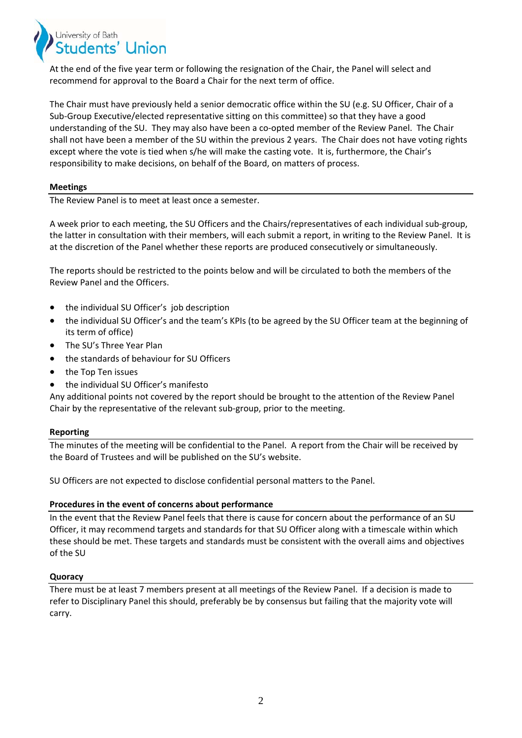At the end of the five year term or following the resignation of the Chair, the Panel will select and recommend for approval to the Board a Chair for the next term of office.

The Chair must have previously held a senior democratic office within the SU (e.g. SU Officer, Chair of a Sub-Group Executive/elected representative sitting on this committee) so that they have a good understanding of the SU. They may also have been a co-opted member of the Review Panel. The Chair shall not have been a member of the SU within the previous 2 years. The Chair does not have voting rights except where the vote is tied when s/he will make the casting vote. It is, furthermore, the Chair's responsibility to make decisions, on behalf of the Board, on matters of process.

**Meetings**

The Review Panel is to meet at least once a semester.

A week prior to each meeting, the SU Officers and the Chairs/representatives of each individual sub-group, the latter in consultation with their members, will each submit a report, in writing to the Review Panel. It is at the discretion of the Panel whether these reports are produced consecutively or simultaneously.

The reports should be restricted to the points below and will be circulated to both the members of the Review Panel and the Officers.

- the individual SU Officer's job description
- the individual SU Officer's and the team's KPIs (to be agreed by the SU Officer team at the beginning of its term of office)
- The SU's Three Year Plan
- the standards of behaviour for SU Officers
- the Top Ten issues
- the individual SU Officer's manifesto

Any additional points not covered by the report should be brought to the attention of the Review Panel Chair by the representative of the relevant sub-group, prior to the meeting.

**Reporting**

The minutes of the meeting will be confidential to the Panel. A report from the Chair will be received by the Board of Trustees and will be published on the SU's website.

SU Officers are not expected to disclose confidential personal matters to the Panel.

**Procedures in the event of concerns about performance**

In the event that the Review Panel feels that there is cause for concern about the performance of an SU Officer, it may recommend targets and standards for that SU Officer along with a timescale within which these should be met. These targets and standards must be consistent with the overall aims and objectives of the SU

**Quoracy**

There must be at least 7 members present at all meetings of the Review Panel. If a decision is made to refer to Disciplinary Panel this should, preferably be by consensus but failing that the majority vote will carry.